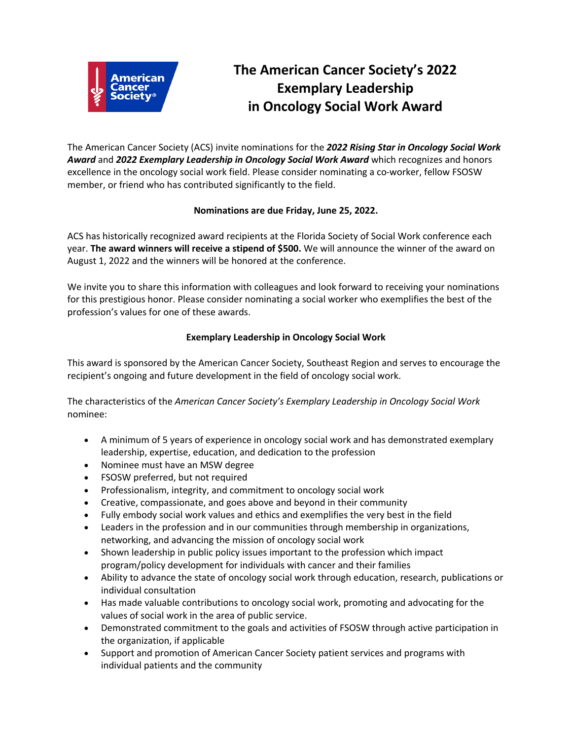# The American Cancer Society's 2022 Exemplary Leadership in Oncology Social Work Award

The American Cancer Society (ACS) invite nominations for the ***2022 Rising Star in Oncology Social Work Award*** and ***2022 Exemplary Leadership in Oncology Social Work Award*** which recognizes and honors excellence in the oncology social work field. Please consider nominating a co-worker, fellow FSOSW member, or friend who has contributed significantly to the field.

**Nominations are due Friday, June 25, 2022.**

ACS has historically recognized award recipients at the Florida Society of Social Work conference each year. **The award winners will receive a stipend of $500.** We will announce the winner of the award on August 1, 2022 and the winners will be honored at the conference.

We invite you to share this information with colleagues and look forward to receiving your nominations for this prestigious honor. Please consider nominating a social worker who exemplifies the best of the profession's values for one of these awards.

## Exemplary Leadership in Oncology Social Work

This award is sponsored by the American Cancer Society, Southeast Region and serves to encourage the recipient's ongoing and future development in the field of oncology social work.

The characteristics of the *American Cancer Society's Exemplary Leadership in Oncology Social Work* nominee:

- A minimum of 5 years of experience in oncology social work and has demonstrated exemplary leadership, expertise, education, and dedication to the profession
- Nominee must have an MSW degree
- FSOSW preferred, but not required
- Professionalism, integrity, and commitment to oncology social work
- Creative, compassionate, and goes above and beyond in their community
- Fully embody social work values and ethics and exemplifies the very best in the field
- Leaders in the profession and in our communities through membership in organizations, networking, and advancing the mission of oncology social work
- Shown leadership in public policy issues important to the profession which impact program/policy development for individuals with cancer and their families
- Ability to advance the state of oncology social work through education, research, publications or individual consultation
- Has made valuable contributions to oncology social work, promoting and advocating for the values of social work in the area of public service.
- Demonstrated commitment to the goals and activities of FSOSW through active participation in the organization, if applicable
- Support and promotion of American Cancer Society patient services and programs with individual patients and the community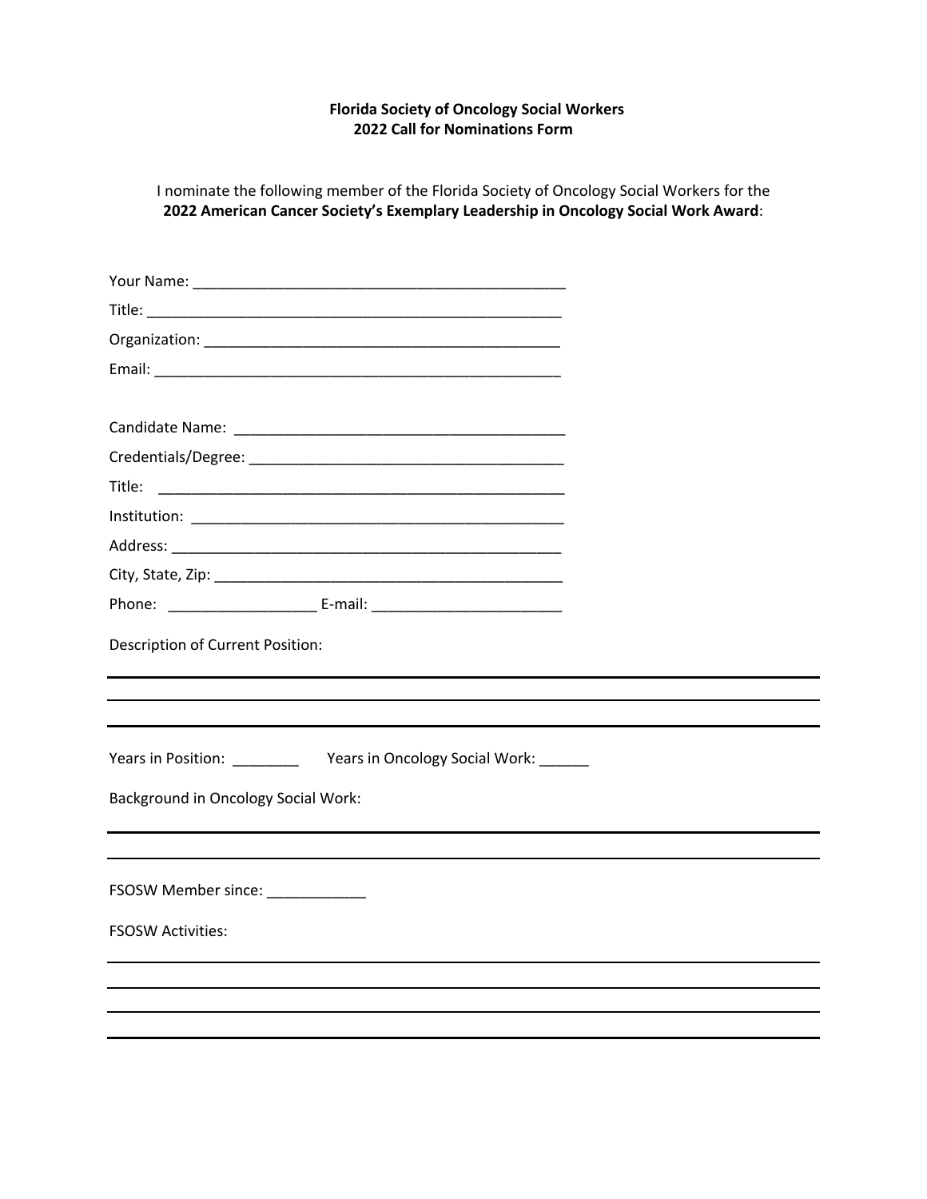**Florida Society of Oncology Social Workers**
**2022 Call for Nominations Form**

I nominate the following member of the Florida Society of Oncology Social Workers for the **2022 American Cancer Society's Exemplary Leadership in Oncology Social Work Award**:

Your Name: ____________________________________________

Title: ________________________________________________

Organization: __________________________________________

Email: _______________________________________________

Candidate Name: ______________________________________

Credentials/Degree: ____________________________________

Title: ________________________________________________

Institution: ____________________________________________

Address: ______________________________________________

City, State, Zip: ________________________________________

Phone: _________________ E-mail: ______________________

Description of Current Position:

______________________________________________________________________________

______________________________________________________________________________

______________________________________________________________________________

Years in Position: ________ Years in Oncology Social Work: ______

Background in Oncology Social Work:

______________________________________________________________________________

______________________________________________________________________________

FSOSW Member since: ____________

FSOSW Activities:

______________________________________________________________________________

______________________________________________________________________________

______________________________________________________________________________

______________________________________________________________________________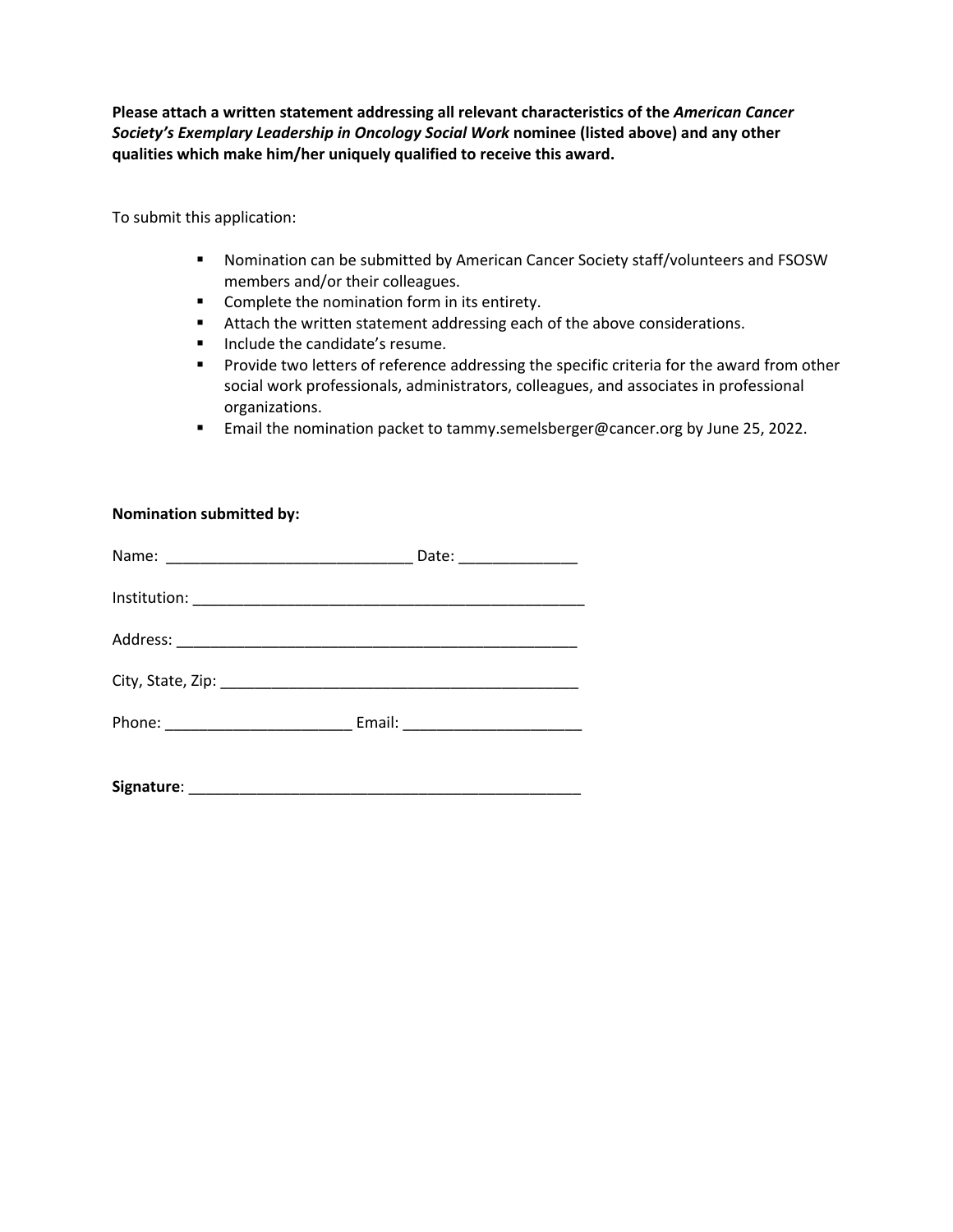**Please attach a written statement addressing all relevant characteristics of the *American Cancer Society's Exemplary Leadership in Oncology Social Work* nominee (listed above) and any other qualities which make him/her uniquely qualified to receive this award.**

To submit this application:

- Nomination can be submitted by American Cancer Society staff/volunteers and FSOSW members and/or their colleagues.
- Complete the nomination form in its entirety.
- Attach the written statement addressing each of the above considerations.
- Include the candidate's resume.
- Provide two letters of reference addressing the specific criteria for the award from other social work professionals, administrators, colleagues, and associates in professional organizations.
- Email the nomination packet to tammy.semelsberger@cancer.org by June 25, 2022.

**Nomination submitted by:**

Name: _____________________________ Date: ______________

Institution: _______________________________________________

Address: ________________________________________________

City, State, Zip: ___________________________________________

Phone: ______________________ Email: _____________________

**Signature**: ______________________________________________